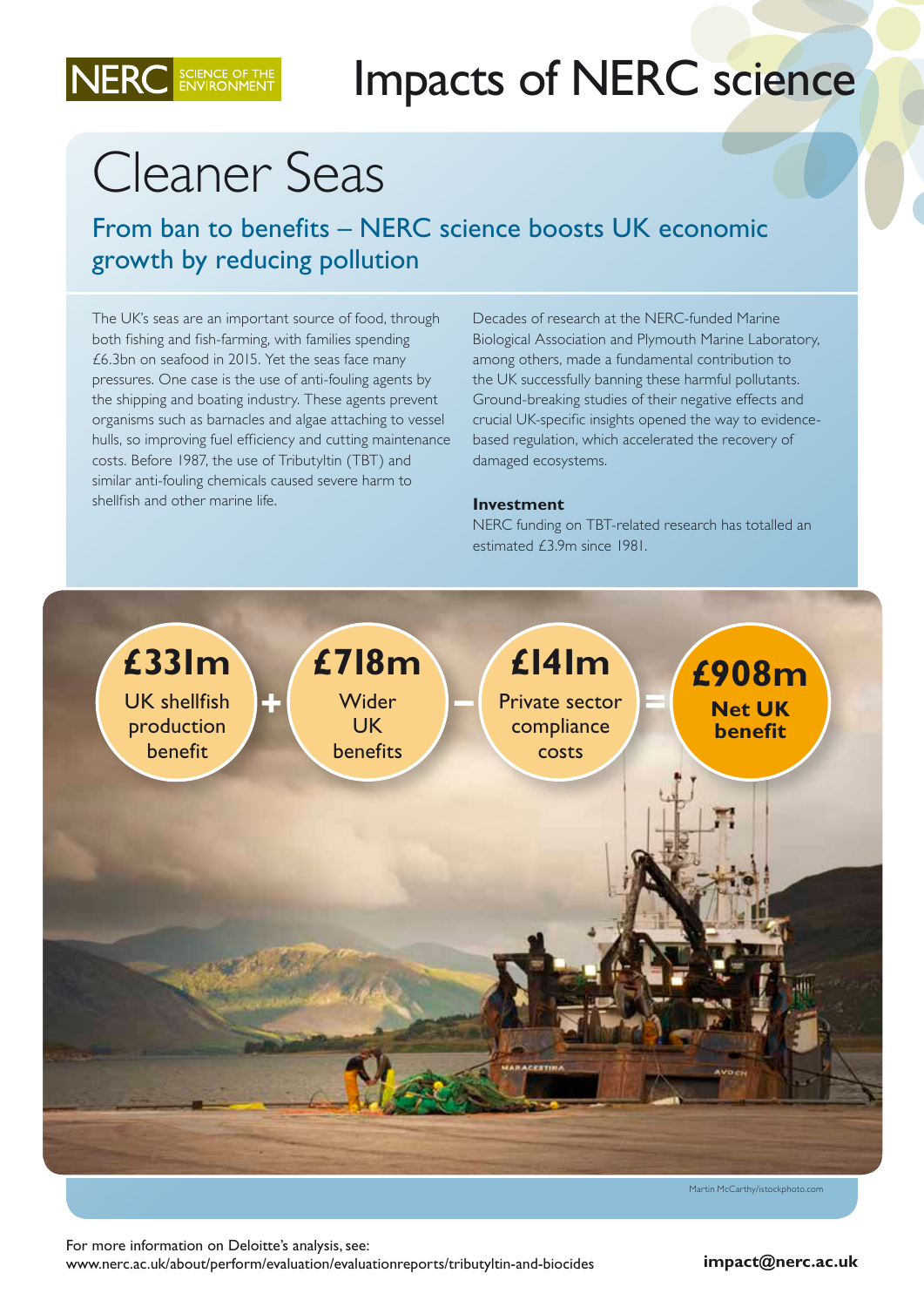NERC SCIENCE OF THE ENVIRONMENT

# Impacts of NERC science

## Cleaner Seas

### From ban to benefits – NERC science boosts UK economic growth by reducing pollution

The UK's seas are an important source of food, through both fishing and fish-farming, with families spending £6.3bn on seafood in 2015. Yet the seas face many pressures. One case is the use of anti-fouling agents by the shipping and boating industry. These agents prevent organisms such as barnacles and algae attaching to vessel hulls, so improving fuel efficiency and cutting maintenance costs. Before 1987, the use of Tributyltin (TBT) and similar anti-fouling chemicals caused severe harm to shellfish and other marine life.

Decades of research at the NERC-funded Marine Biological Association and Plymouth Marine Laboratory, among others, made a fundamental contribution to the UK successfully banning these harmful pollutants. Ground-breaking studies of their negative effects and crucial UK-specific insights opened the way to evidence-based regulation, which accelerated the recovery of damaged ecosystems.

**Investment**

NERC funding on TBT-related research has totalled an estimated £3.9m since 1981.

**£331m** UK shellfish production benefit + **£718m** Wider UK benefits – **£141m** Private sector compliance costs = **£908m** **Net UK benefit**

Martin McCarthy/istockphoto.com

For more information on Deloitte's analysis, see:
www.nerc.ac.uk/about/perform/evaluation/evaluationreports/tributyltin-and-biocides

**impact@nerc.ac.uk**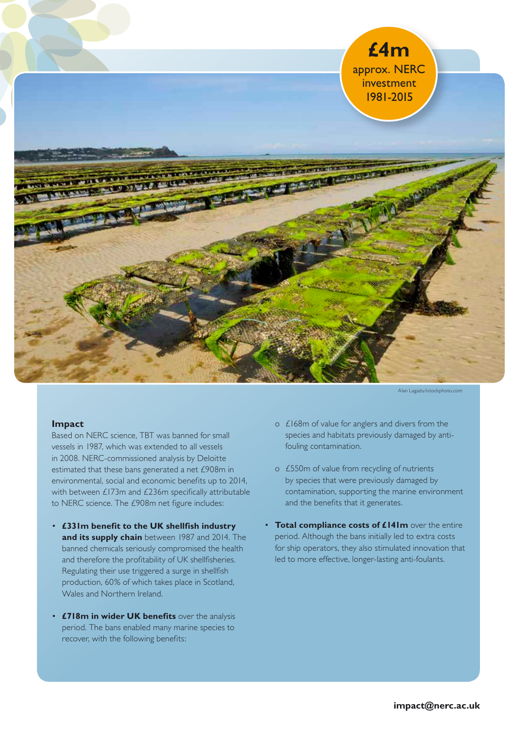**£4m**
approx. NERC investment 1981-2015

Alan Lagadu/istockphoto.com

### Impact

Based on NERC science, TBT was banned for small vessels in 1987, which was extended to all vessels in 2008. NERC-commissioned analysis by Deloitte estimated that these bans generated a net £908m in environmental, social and economic benefits up to 2014, with between £173m and £236m specifically attributable to NERC science. The £908m net figure includes:

- **£331m benefit to the UK shellfish industry and its supply chain** between 1987 and 2014. The banned chemicals seriously compromised the health and therefore the profitability of UK shellfisheries. Regulating their use triggered a surge in shellfish production, 60% of which takes place in Scotland, Wales and Northern Ireland.
- **£718m in wider UK benefits** over the analysis period. The bans enabled many marine species to recover, with the following benefits:
  - £168m of value for anglers and divers from the species and habitats previously damaged by anti-fouling contamination.
  - £550m of value from recycling of nutrients by species that were previously damaged by contamination, supporting the marine environment and the benefits that it generates.
- **Total compliance costs of £141m** over the entire period. Although the bans initially led to extra costs for ship operators, they also stimulated innovation that led to more effective, longer-lasting anti-foulants.

**impact@nerc.ac.uk**